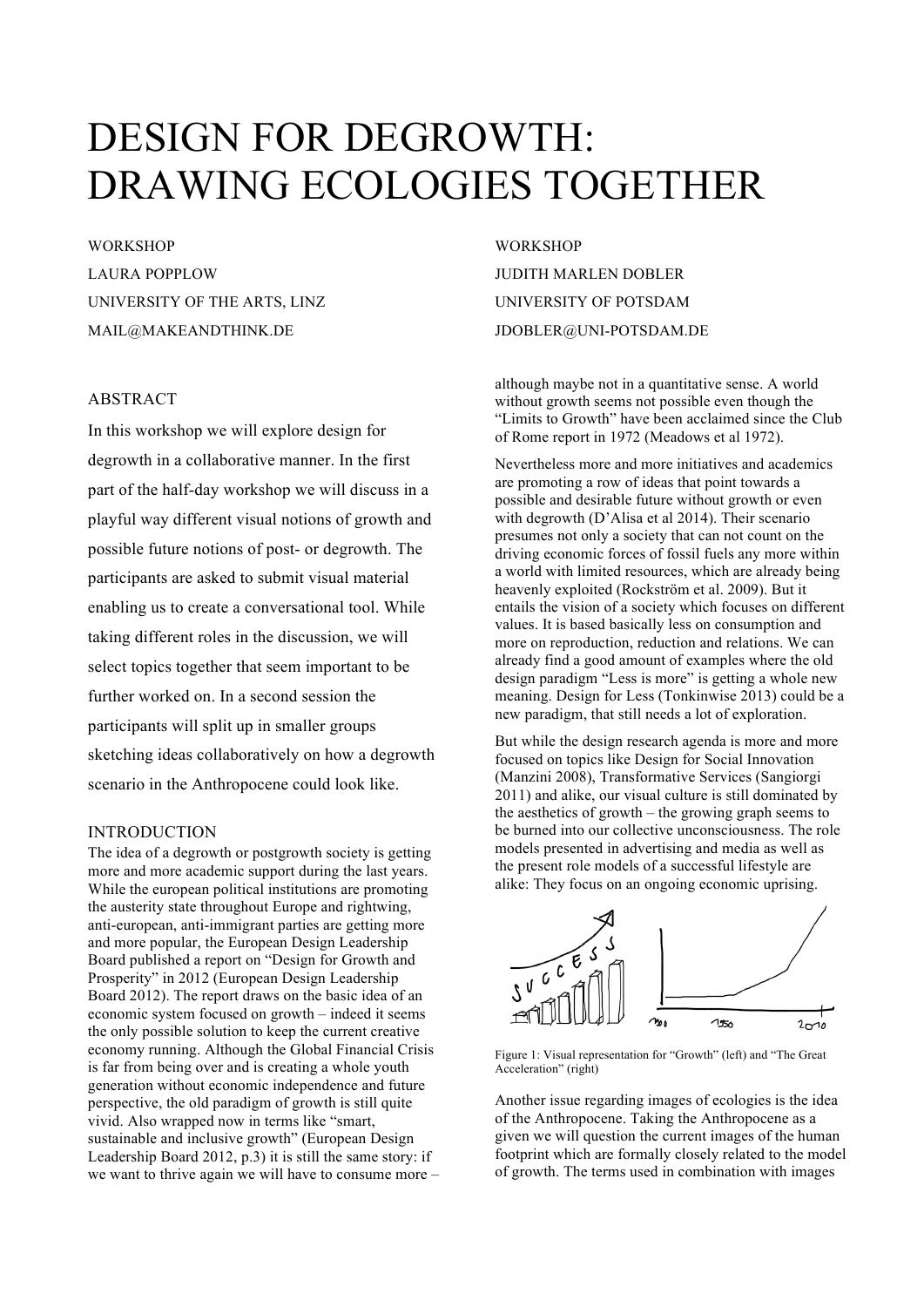# DESIGN FOR DEGROWTH: DRAWING ECOLOGIES TOGETHER

WORKSHOP
LAURA POPPLOW
UNIVERSITY OF THE ARTS, LINZ
MAIL@MAKEANDTHINK.DE

WORKSHOP
JUDITH MARLEN DOBLER
UNIVERSITY OF POTSDAM
JDOBLER@UNI-POTSDAM.DE

## ABSTRACT

In this workshop we will explore design for degrowth in a collaborative manner. In the first part of the half-day workshop we will discuss in a playful way different visual notions of growth and possible future notions of post- or degrowth. The participants are asked to submit visual material enabling us to create a conversational tool. While taking different roles in the discussion, we will select topics together that seem important to be further worked on. In a second session the participants will split up in smaller groups sketching ideas collaboratively on how a degrowth scenario in the Anthropocene could look like.

## INTRODUCTION

The idea of a degrowth or postgrowth society is getting more and more academic support during the last years. While the european political institutions are promoting the austerity state throughout Europe and rightwing, anti-european, anti-immigrant parties are getting more and more popular, the European Design Leadership Board published a report on "Design for Growth and Prosperity" in 2012 (European Design Leadership Board 2012). The report draws on the basic idea of an economic system focused on growth – indeed it seems the only possible solution to keep the current creative economy running. Although the Global Financial Crisis is far from being over and is creating a whole youth generation without economic independence and future perspective, the old paradigm of growth is still quite vivid. Also wrapped now in terms like "smart, sustainable and inclusive growth" (European Design Leadership Board 2012, p.3) it is still the same story: if we want to thrive again we will have to consume more – although maybe not in a quantitative sense. A world without growth seems not possible even though the "Limits to Growth" have been acclaimed since the Club of Rome report in 1972 (Meadows et al 1972).

Nevertheless more and more initiatives and academics are promoting a row of ideas that point towards a possible and desirable future without growth or even with degrowth (D'Alisa et al 2014). Their scenario presumes not only a society that can not count on the driving economic forces of fossil fuels any more within a world with limited resources, which are already being heavenly exploited (Rockström et al. 2009). But it entails the vision of a society which focuses on different values. It is based basically less on consumption and more on reproduction, reduction and relations. We can already find a good amount of examples where the old design paradigm "Less is more" is getting a whole new meaning. Design for Less (Tonkinwise 2013) could be a new paradigm, that still needs a lot of exploration.

But while the design research agenda is more and more focused on topics like Design for Social Innovation (Manzini 2008), Transformative Services (Sangiorgi 2011) and alike, our visual culture is still dominated by the aesthetics of growth – the growing graph seems to be burned into our collective unconsciousness. The role models presented in advertising and media as well as the present role models of a successful lifestyle are alike: They focus on an ongoing economic uprising.

Figure 1: Visual representation for "Growth" (left) and "The Great Acceleration" (right)

Another issue regarding images of ecologies is the idea of the Anthropocene. Taking the Anthropocene as a given we will question the current images of the human footprint which are formally closely related to the model of growth. The terms used in combination with images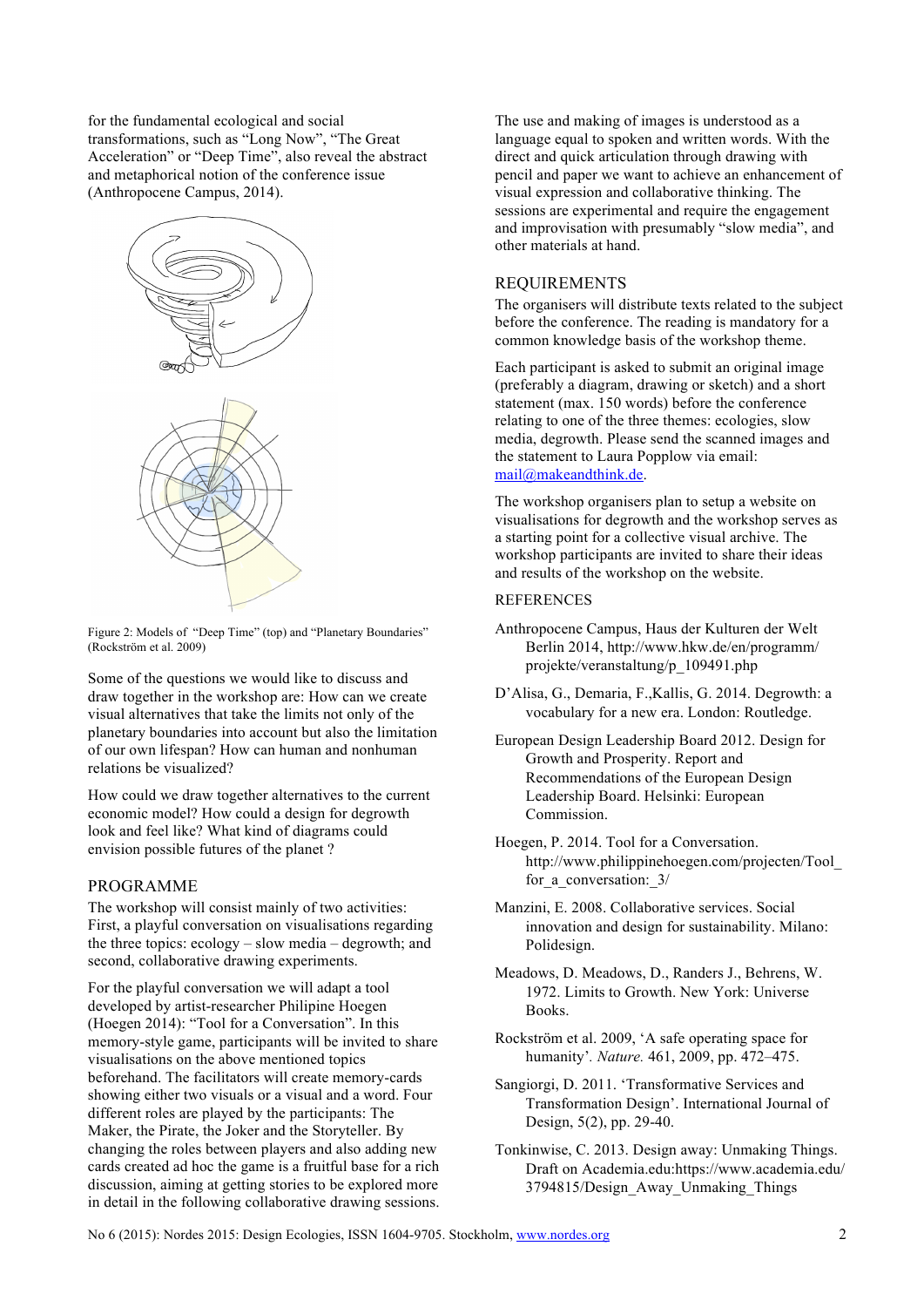for the fundamental ecological and social transformations, such as "Long Now", "The Great Acceleration" or "Deep Time", also reveal the abstract and metaphorical notion of the conference issue (Anthropocene Campus, 2014).

Figure 2: Models of "Deep Time" (top) and "Planetary Boundaries" (Rockström et al. 2009)

Some of the questions we would like to discuss and draw together in the workshop are: How can we create visual alternatives that take the limits not only of the planetary boundaries into account but also the limitation of our own lifespan? How can human and nonhuman relations be visualized?

How could we draw together alternatives to the current economic model? How could a design for degrowth look and feel like? What kind of diagrams could envision possible futures of the planet ?

## PROGRAMME

The workshop will consist mainly of two activities: First, a playful conversation on visualisations regarding the three topics: ecology – slow media – degrowth; and second, collaborative drawing experiments.

For the playful conversation we will adapt a tool developed by artist-researcher Philipine Hoegen (Hoegen 2014): "Tool for a Conversation". In this memory-style game, participants will be invited to share visualisations on the above mentioned topics beforehand. The facilitators will create memory-cards showing either two visuals or a visual and a word. Four different roles are played by the participants: The Maker, the Pirate, the Joker and the Storyteller. By changing the roles between players and also adding new cards created ad hoc the game is a fruitful base for a rich discussion, aiming at getting stories to be explored more in detail in the following collaborative drawing sessions.

The use and making of images is understood as a language equal to spoken and written words. With the direct and quick articulation through drawing with pencil and paper we want to achieve an enhancement of visual expression and collaborative thinking. The sessions are experimental and require the engagement and improvisation with presumably "slow media", and other materials at hand.

## REQUIREMENTS

The organisers will distribute texts related to the subject before the conference. The reading is mandatory for a common knowledge basis of the workshop theme.

Each participant is asked to submit an original image (preferably a diagram, drawing or sketch) and a short statement (max. 150 words) before the conference relating to one of the three themes: ecologies, slow media, degrowth. Please send the scanned images and the statement to Laura Popplow via email: mail@makeandthink.de.

The workshop organisers plan to setup a website on visualisations for degrowth and the workshop serves as a starting point for a collective visual archive. The workshop participants are invited to share their ideas and results of the workshop on the website.

## REFERENCES

Anthropocene Campus, Haus der Kulturen der Welt Berlin 2014, http://www.hkw.de/en/programm/projekte/veranstaltung/p_109491.php

D'Alisa, G., Demaria, F.,Kallis, G. 2014. Degrowth: a vocabulary for a new era. London: Routledge.

European Design Leadership Board 2012. Design for Growth and Prosperity. Report and Recommendations of the European Design Leadership Board. Helsinki: European Commission.

Hoegen, P. 2014. Tool for a Conversation. http://www.philippinehoegen.com/projecten/Tool_for_a_conversation:_3/

Manzini, E. 2008. Collaborative services. Social innovation and design for sustainability. Milano: Polidesign.

Meadows, D. Meadows, D., Randers J., Behrens, W. 1972. Limits to Growth. New York: Universe Books.

Rockström et al. 2009, 'A safe operating space for humanity'. *Nature.* 461, 2009, pp. 472–475.

Sangiorgi, D. 2011. 'Transformative Services and Transformation Design'. International Journal of Design, 5(2), pp. 29-40.

Tonkinwise, C. 2013. Design away: Unmaking Things. Draft on Academia.edu:https://www.academia.edu/3794815/Design_Away_Unmaking_Things